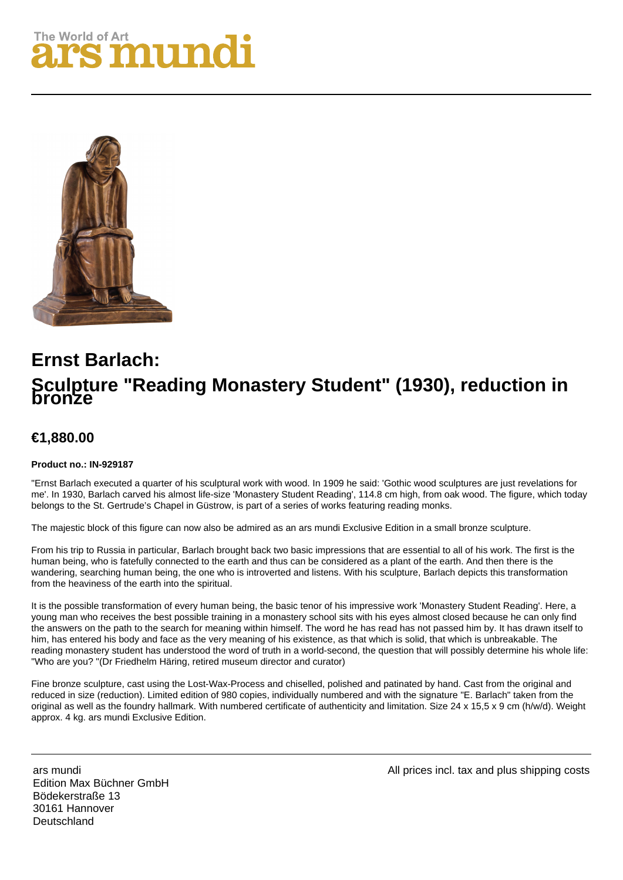The World of Art
ars mundi

# Ernst Barlach:

# Sculpture "Reading Monastery Student" (1930), reduction in bronze

## €1,880.00

**Product no.: IN-929187**

"Ernst Barlach executed a quarter of his sculptural work with wood. In 1909 he said: 'Gothic wood sculptures are just revelations for me'. In 1930, Barlach carved his almost life-size 'Monastery Student Reading', 114.8 cm high, from oak wood. The figure, which today belongs to the St. Gertrude's Chapel in Güstrow, is part of a series of works featuring reading monks.

The majestic block of this figure can now also be admired as an ars mundi Exclusive Edition in a small bronze sculpture.

From his trip to Russia in particular, Barlach brought back two basic impressions that are essential to all of his work. The first is the human being, who is fatefully connected to the earth and thus can be considered as a plant of the earth. And then there is the wandering, searching human being, the one who is introverted and listens. With his sculpture, Barlach depicts this transformation from the heaviness of the earth into the spiritual.

It is the possible transformation of every human being, the basic tenor of his impressive work 'Monastery Student Reading'. Here, a young man who receives the best possible training in a monastery school sits with his eyes almost closed because he can only find the answers on the path to the search for meaning within himself. The word he has read has not passed him by. It has drawn itself to him, has entered his body and face as the very meaning of his existence, as that which is solid, that which is unbreakable. The reading monastery student has understood the word of truth in a world-second, the question that will possibly determine his whole life: "Who are you? "(Dr Friedhelm Häring, retired museum director and curator)

Fine bronze sculpture, cast using the Lost-Wax-Process and chiselled, polished and patinated by hand. Cast from the original and reduced in size (reduction). Limited edition of 980 copies, individually numbered and with the signature "E. Barlach" taken from the original as well as the foundry hallmark. With numbered certificate of authenticity and limitation. Size 24 x 15,5 x 9 cm (h/w/d). Weight approx. 4 kg. ars mundi Exclusive Edition.

---

ars mundi
Edition Max Büchner GmbH
Bödekerstraße 13
30161 Hannover
Deutschland

All prices incl. tax and plus shipping costs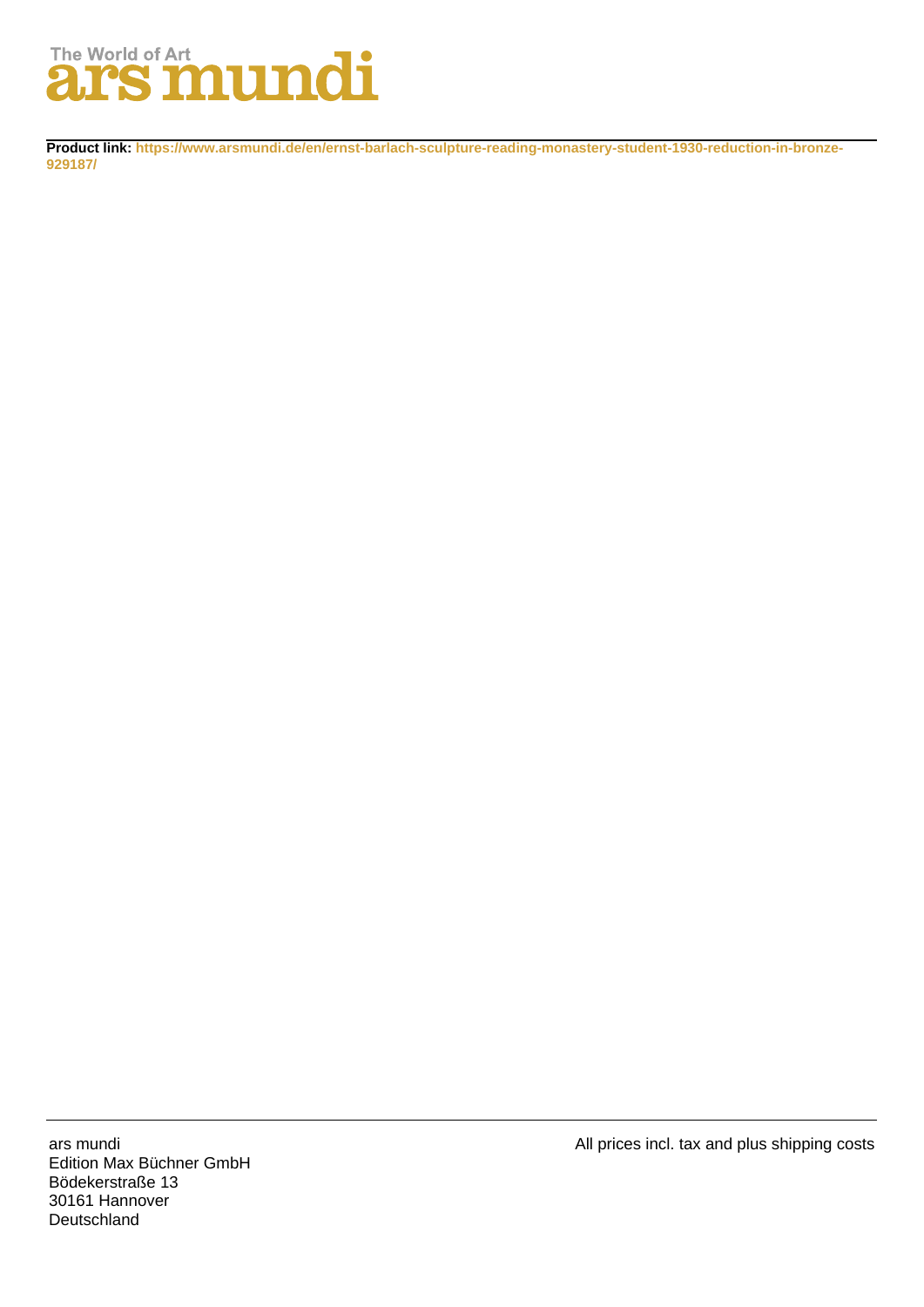**Product link:** https://www.arsmundi.de/en/ernst-barlach-sculpture-reading-monastery-student-1930-reduction-in-bronze-929187/

ars mundi
Edition Max Büchner GmbH
Bödekerstraße 13
30161 Hannover
Deutschland

All prices incl. tax and plus shipping costs